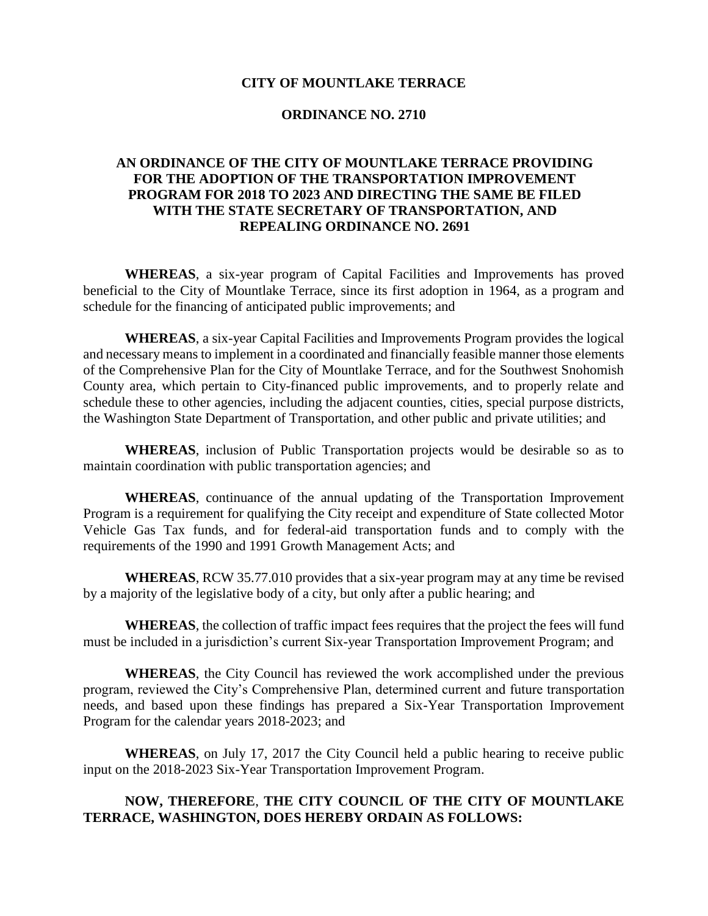**CITY OF MOUNTLAKE TERRACE**

**ORDINANCE NO. 2710**

**AN ORDINANCE OF THE CITY OF MOUNTLAKE TERRACE PROVIDING FOR THE ADOPTION OF THE TRANSPORTATION IMPROVEMENT PROGRAM FOR 2018 TO 2023 AND DIRECTING THE SAME BE FILED WITH THE STATE SECRETARY OF TRANSPORTATION, AND REPEALING ORDINANCE NO. 2691**

**WHEREAS**, a six-year program of Capital Facilities and Improvements has proved beneficial to the City of Mountlake Terrace, since its first adoption in 1964, as a program and schedule for the financing of anticipated public improvements; and

**WHEREAS**, a six-year Capital Facilities and Improvements Program provides the logical and necessary means to implement in a coordinated and financially feasible manner those elements of the Comprehensive Plan for the City of Mountlake Terrace, and for the Southwest Snohomish County area, which pertain to City-financed public improvements, and to properly relate and schedule these to other agencies, including the adjacent counties, cities, special purpose districts, the Washington State Department of Transportation, and other public and private utilities; and

**WHEREAS**, inclusion of Public Transportation projects would be desirable so as to maintain coordination with public transportation agencies; and

**WHEREAS**, continuance of the annual updating of the Transportation Improvement Program is a requirement for qualifying the City receipt and expenditure of State collected Motor Vehicle Gas Tax funds, and for federal-aid transportation funds and to comply with the requirements of the 1990 and 1991 Growth Management Acts; and

**WHEREAS**, RCW 35.77.010 provides that a six-year program may at any time be revised by a majority of the legislative body of a city, but only after a public hearing; and

**WHEREAS**, the collection of traffic impact fees requires that the project the fees will fund must be included in a jurisdiction's current Six-year Transportation Improvement Program; and

**WHEREAS**, the City Council has reviewed the work accomplished under the previous program, reviewed the City's Comprehensive Plan, determined current and future transportation needs, and based upon these findings has prepared a Six-Year Transportation Improvement Program for the calendar years 2018-2023; and

**WHEREAS**, on July 17, 2017 the City Council held a public hearing to receive public input on the 2018-2023 Six-Year Transportation Improvement Program.

**NOW, THEREFORE**, **THE CITY COUNCIL OF THE CITY OF MOUNTLAKE TERRACE, WASHINGTON, DOES HEREBY ORDAIN AS FOLLOWS:**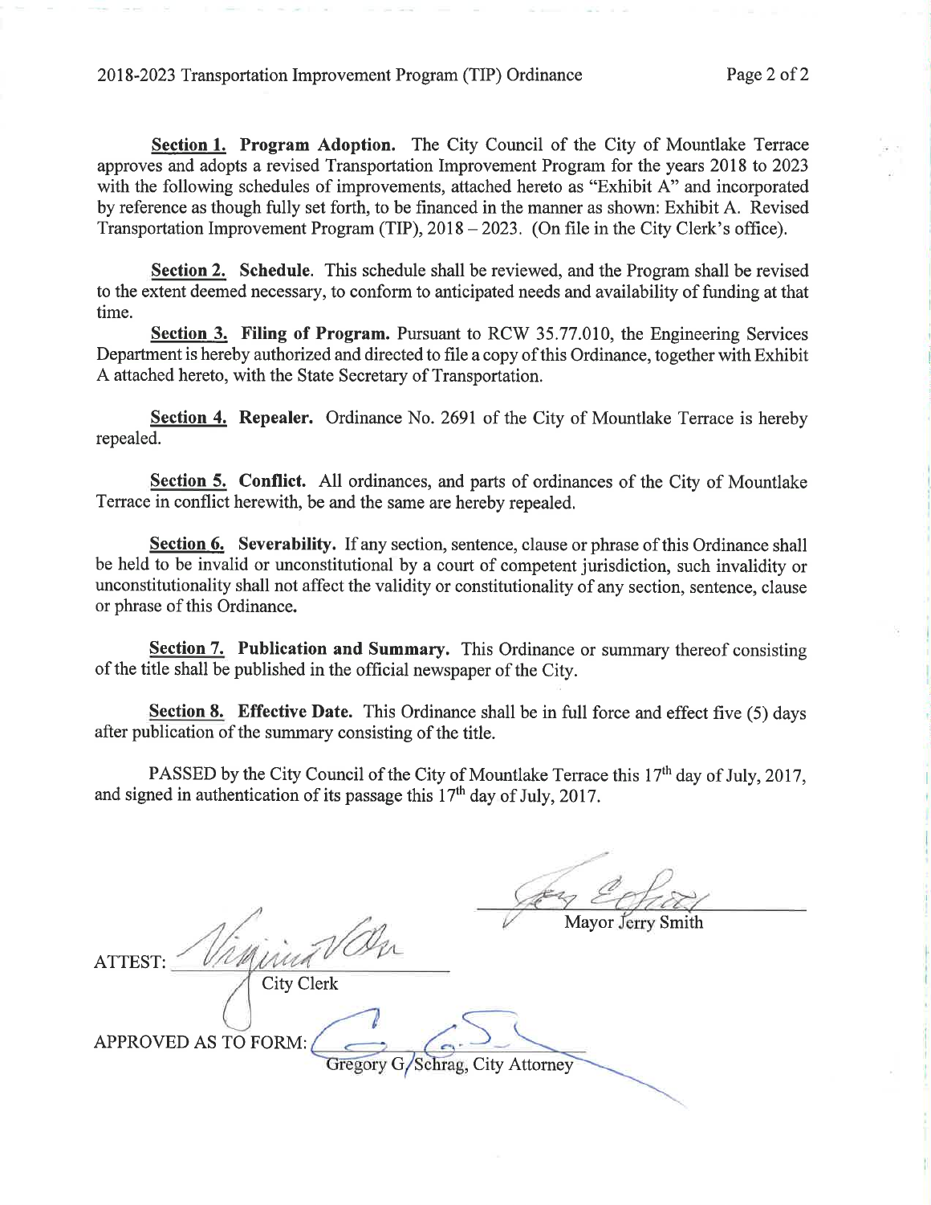**Section 1. Program Adoption.** The City Council of the City of Mountlake Terrace approves and adopts a revised Transportation Improvement Program for the years 2018 to 2023 with the following schedules of improvements, attached hereto as "Exhibit A" and incorporated by reference as though fully set forth, to be financed in the manner as shown: Exhibit A. Revised Transportation Improvement Program (TIP), 2018 – 2023. (On file in the City Clerk's office).

**Section 2. Schedule.** This schedule shall be reviewed, and the Program shall be revised to the extent deemed necessary, to conform to anticipated needs and availability of funding at that time.

**Section 3. Filing of Program.** Pursuant to RCW 35.77.010, the Engineering Services Department is hereby authorized and directed to file a copy of this Ordinance, together with Exhibit A attached hereto, with the State Secretary of Transportation.

**Section 4. Repealer.** Ordinance No. 2691 of the City of Mountlake Terrace is hereby repealed.

**Section 5. Conflict.** All ordinances, and parts of ordinances of the City of Mountlake Terrace in conflict herewith, be and the same are hereby repealed.

**Section 6. Severability.** If any section, sentence, clause or phrase of this Ordinance shall be held to be invalid or unconstitutional by a court of competent jurisdiction, such invalidity or unconstitutionality shall not affect the validity or constitutionality of any section, sentence, clause or phrase of this Ordinance.

**Section 7. Publication and Summary.** This Ordinance or summary thereof consisting of the title shall be published in the official newspaper of the City.

**Section 8. Effective Date.** This Ordinance shall be in full force and effect five (5) days after publication of the summary consisting of the title.

PASSED by the City Council of the City of Mountlake Terrace this 17th day of July, 2017, and signed in authentication of its passage this 17th day of July, 2017.

Mayor Jerry Smith

ATTEST:

City Clerk

APPROVED AS TO FORM:

Gregory G. Schrag, City Attorney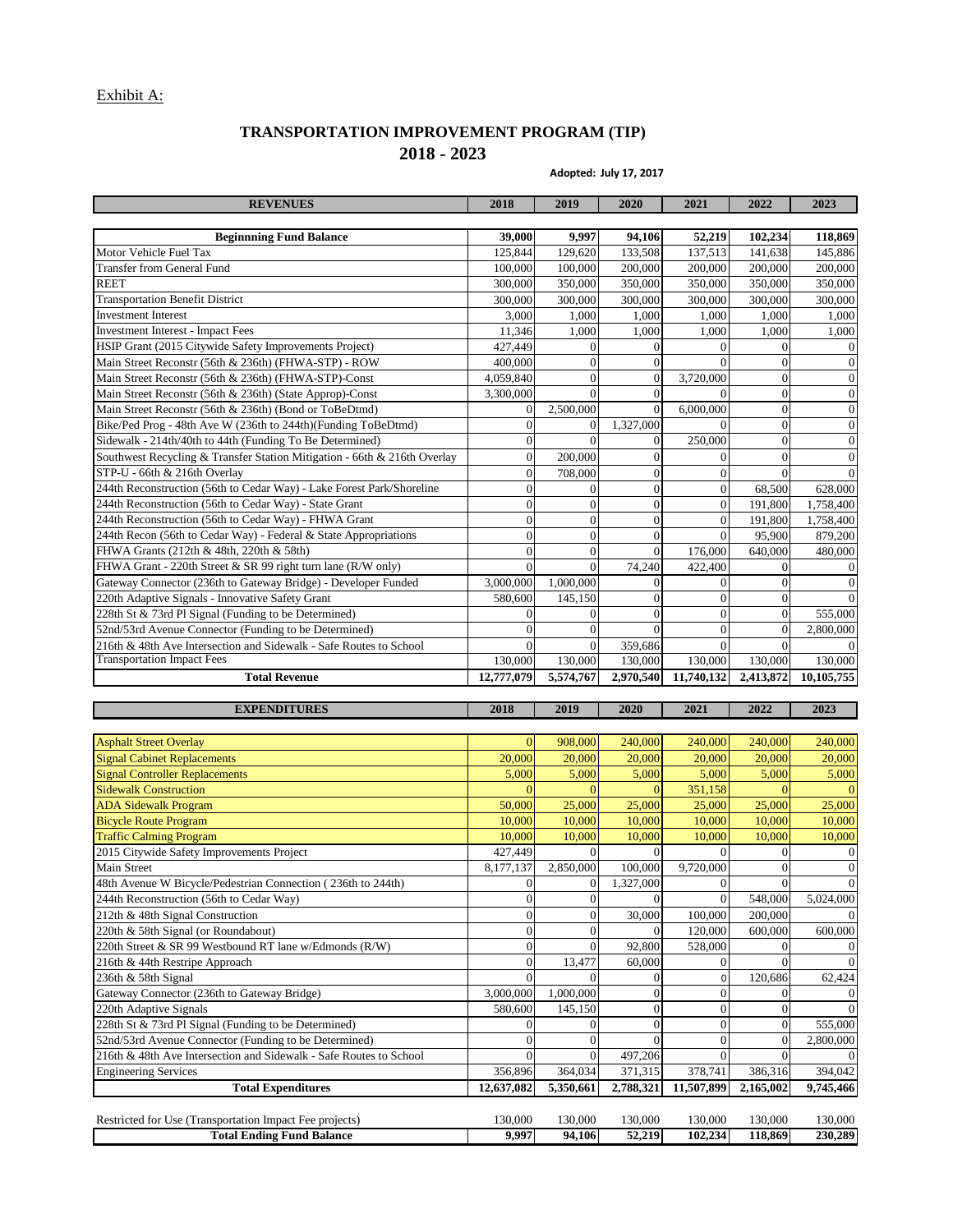Exhibit A:

# TRANSPORTATION IMPROVEMENT PROGRAM (TIP)
# 2018 - 2023

**Adopted: July 17, 2017**

| REVENUES | 2018 | 2019 | 2020 | 2021 | 2022 | 2023 |
|---|---|---|---|---|---|---|
| **Beginnning Fund Balance** | **39,000** | **9,997** | **94,106** | **52,219** | **102,234** | **118,869** |
| Motor Vehicle Fuel Tax | 125,844 | 129,620 | 133,508 | 137,513 | 141,638 | 145,886 |
| Transfer from General Fund | 100,000 | 100,000 | 200,000 | 200,000 | 200,000 | 200,000 |
| REET | 300,000 | 350,000 | 350,000 | 350,000 | 350,000 | 350,000 |
| Transportation Benefit District | 300,000 | 300,000 | 300,000 | 300,000 | 300,000 | 300,000 |
| Investment Interest | 3,000 | 1,000 | 1,000 | 1,000 | 1,000 | 1,000 |
| Investment Interest - Impact Fees | 11,346 | 1,000 | 1,000 | 1,000 | 1,000 | 1,000 |
| HSIP Grant (2015 Citywide Safety Improvements Project) | 427,449 | 0 | 0 | 0 | 0 | 0 |
| Main Street Reconstr (56th & 236th) (FHWA-STP) - ROW | 400,000 | 0 | 0 | 0 | 0 | 0 |
| Main Street Reconstr (56th & 236th) (FHWA-STP)-Const | 4,059,840 | 0 | 0 | 3,720,000 | 0 | 0 |
| Main Street Reconstr (56th & 236th) (State Approp)-Const | 3,300,000 | 0 | 0 | 0 | 0 | 0 |
| Main Street Reconstr (56th & 236th) (Bond or ToBeDtmd) | 0 | 2,500,000 | 0 | 6,000,000 | 0 | 0 |
| Bike/Ped Prog - 48th Ave W (236th to 244th)(Funding ToBeDtmd) | 0 | 0 | 1,327,000 | 0 | 0 | 0 |
| Sidewalk - 214th/40th to 44th (Funding To Be Determined) | 0 | 0 | 0 | 250,000 | 0 | 0 |
| Southwest Recycling & Transfer Station Mitigation - 66th & 216th Overlay | 0 | 200,000 | 0 | 0 | 0 | 0 |
| STP-U - 66th & 216th Overlay | 0 | 708,000 | 0 | 0 | 0 | 0 |
| 244th Reconstruction (56th to Cedar Way) - Lake Forest Park/Shoreline | 0 | 0 | 0 | 0 | 68,500 | 628,000 |
| 244th Reconstruction (56th to Cedar Way) - State Grant | 0 | 0 | 0 | 0 | 191,800 | 1,758,400 |
| 244th Reconstruction (56th to Cedar Way) - FHWA Grant | 0 | 0 | 0 | 0 | 191,800 | 1,758,400 |
| 244th Recon (56th to Cedar Way) - Federal & State Appropriations | 0 | 0 | 0 | 0 | 95,900 | 879,200 |
| FHWA Grants (212th & 48th, 220th & 58th) | 0 | 0 | 0 | 176,000 | 640,000 | 480,000 |
| FHWA Grant - 220th Street & SR 99 right turn lane (R/W only) | 0 | 0 | 74,240 | 422,400 | 0 | 0 |
| Gateway Connector (236th to Gateway Bridge) - Developer Funded | 3,000,000 | 1,000,000 | 0 | 0 | 0 | 0 |
| 220th Adaptive Signals - Innovative Safety Grant | 580,600 | 145,150 | 0 | 0 | 0 | 0 |
| 228th St & 73rd Pl Signal (Funding to be Determined) | 0 | 0 | 0 | 0 | 0 | 555,000 |
| 52nd/53rd Avenue Connector (Funding to be Determined) | 0 | 0 | 0 | 0 | 0 | 2,800,000 |
| 216th & 48th Ave Intersection and Sidewalk - Safe Routes to School | 0 | 0 | 359,686 | 0 | 0 | 0 |
| Transportation Impact Fees | 130,000 | 130,000 | 130,000 | 130,000 | 130,000 | 130,000 |
| **Total Revenue** | **12,777,079** | **5,574,767** | **2,970,540** | **11,740,132** | **2,413,872** | **10,105,755** |

| EXPENDITURES | 2018 | 2019 | 2020 | 2021 | 2022 | 2023 |
|---|---|---|---|---|---|---|
| Asphalt Street Overlay | 0 | 908,000 | 240,000 | 240,000 | 240,000 | 240,000 |
| Signal Cabinet Replacements | 20,000 | 20,000 | 20,000 | 20,000 | 20,000 | 20,000 |
| Signal Controller Replacements | 5,000 | 5,000 | 5,000 | 5,000 | 5,000 | 5,000 |
| Sidewalk Construction | 0 | 0 | 0 | 351,158 | 0 | 0 |
| ADA Sidewalk Program | 50,000 | 25,000 | 25,000 | 25,000 | 25,000 | 25,000 |
| Bicycle Route Program | 10,000 | 10,000 | 10,000 | 10,000 | 10,000 | 10,000 |
| Traffic Calming Program | 10,000 | 10,000 | 10,000 | 10,000 | 10,000 | 10,000 |
| 2015 Citywide Safety Improvements Project | 427,449 | 0 | 0 | 0 | 0 | 0 |
| Main Street | 8,177,137 | 2,850,000 | 100,000 | 9,720,000 | 0 | 0 |
| 48th Avenue W Bicycle/Pedestrian Connection ( 236th to 244th) | 0 | 0 | 1,327,000 | 0 | 0 | 0 |
| 244th Reconstruction (56th to Cedar Way) | 0 | 0 | 0 | 0 | 548,000 | 5,024,000 |
| 212th & 48th Signal Construction | 0 | 0 | 30,000 | 100,000 | 200,000 | 0 |
| 220th & 58th Signal (or Roundabout) | 0 | 0 | 0 | 120,000 | 600,000 | 600,000 |
| 220th Street & SR 99 Westbound RT lane w/Edmonds (R/W) | 0 | 0 | 92,800 | 528,000 | 0 | 0 |
| 216th & 44th Restripe Approach | 0 | 13,477 | 60,000 | 0 | 0 | 0 |
| 236th & 58th Signal | 0 | 0 | 0 | 0 | 120,686 | 62,424 |
| Gateway Connector (236th to Gateway Bridge) | 3,000,000 | 1,000,000 | 0 | 0 | 0 | 0 |
| 220th Adaptive Signals | 580,600 | 145,150 | 0 | 0 | 0 | 0 |
| 228th St & 73rd Pl Signal (Funding to be Determined) | 0 | 0 | 0 | 0 | 0 | 555,000 |
| 52nd/53rd Avenue Connector (Funding to be Determined) | 0 | 0 | 0 | 0 | 0 | 2,800,000 |
| 216th & 48th Ave Intersection and Sidewalk - Safe Routes to School | 0 | 0 | 497,206 | 0 | 0 | 0 |
| Engineering Services | 356,896 | 364,034 | 371,315 | 378,741 | 386,316 | 394,042 |
| **Total Expenditures** | **12,637,082** | **5,350,661** | **2,788,321** | **11,507,899** | **2,165,002** | **9,745,466** |
| Restricted for Use (Transportation Impact Fee projects) | 130,000 | 130,000 | 130,000 | 130,000 | 130,000 | 130,000 |
| **Total Ending Fund Balance** | **9,997** | **94,106** | **52,219** | **102,234** | **118,869** | **230,289** |